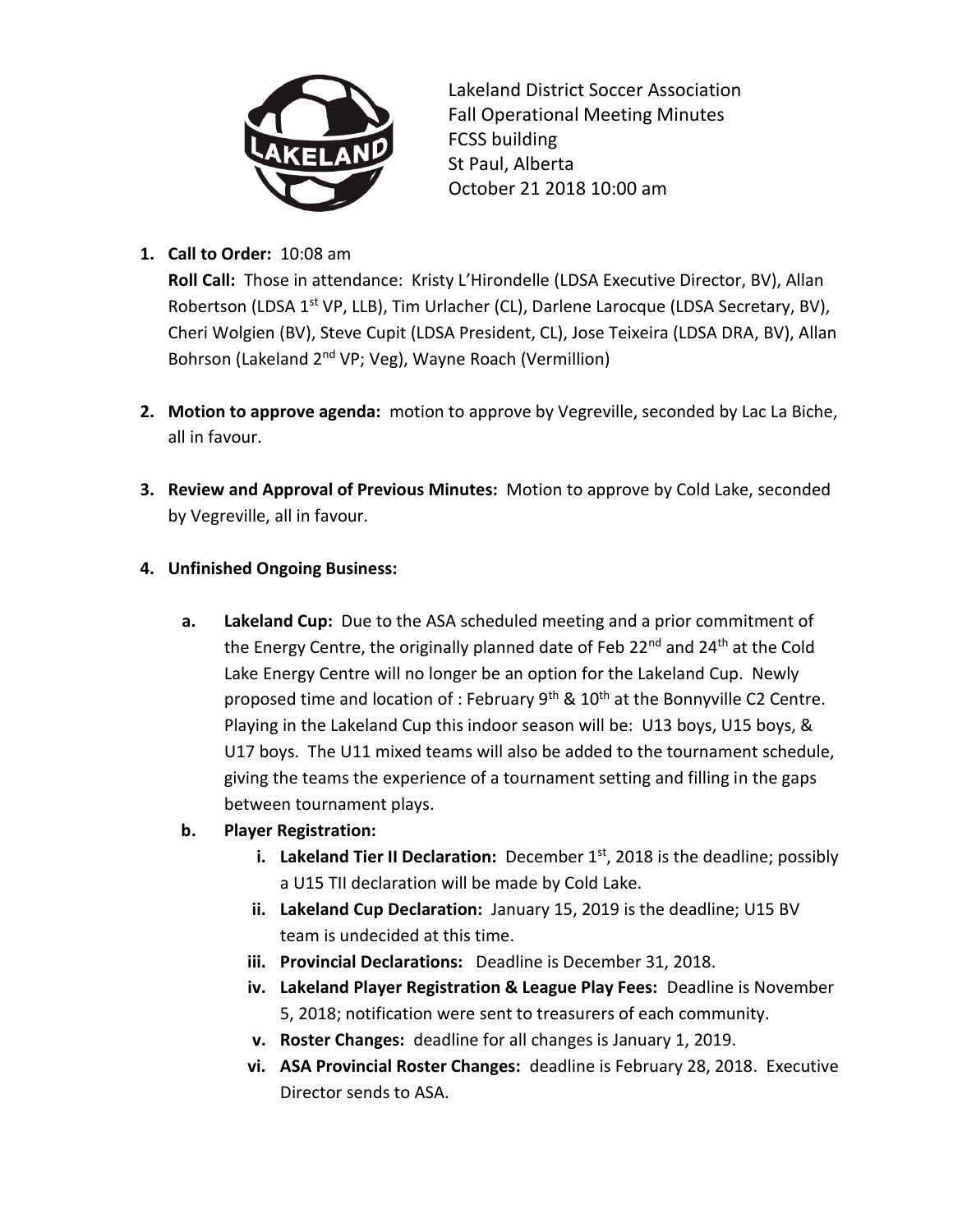Lakeland District Soccer Association
Fall Operational Meeting Minutes
FCSS building
St Paul, Alberta
October 21 2018 10:00 am

1. **Call to Order:** 10:08 am
   **Roll Call:** Those in attendance: Kristy L'Hirondelle (LDSA Executive Director, BV), Allan Robertson (LDSA 1st VP, LLB), Tim Urlacher (CL), Darlene Larocque (LDSA Secretary, BV), Cheri Wolgien (BV), Steve Cupit (LDSA President, CL), Jose Teixeira (LDSA DRA, BV), Allan Bohrson (Lakeland 2nd VP; Veg), Wayne Roach (Vermillion)

2. **Motion to approve agenda:** motion to approve by Vegreville, seconded by Lac La Biche, all in favour.

3. **Review and Approval of Previous Minutes:** Motion to approve by Cold Lake, seconded by Vegreville, all in favour.

4. **Unfinished Ongoing Business:**

   a. **Lakeland Cup:** Due to the ASA scheduled meeting and a prior commitment of the Energy Centre, the originally planned date of Feb 22nd and 24th at the Cold Lake Energy Centre will no longer be an option for the Lakeland Cup. Newly proposed time and location of : February 9th & 10th at the Bonnyville C2 Centre. Playing in the Lakeland Cup this indoor season will be: U13 boys, U15 boys, & U17 boys. The U11 mixed teams will also be added to the tournament schedule, giving the teams the experience of a tournament setting and filling in the gaps between tournament plays.

   b. **Player Registration:**

      i. **Lakeland Tier II Declaration:** December 1st, 2018 is the deadline; possibly a U15 TII declaration will be made by Cold Lake.

      ii. **Lakeland Cup Declaration:** January 15, 2019 is the deadline; U15 BV team is undecided at this time.

      iii. **Provincial Declarations:** Deadline is December 31, 2018.

      iv. **Lakeland Player Registration & League Play Fees:** Deadline is November 5, 2018; notification were sent to treasurers of each community.

      v. **Roster Changes:** deadline for all changes is January 1, 2019.

      vi. **ASA Provincial Roster Changes:** deadline is February 28, 2018. Executive Director sends to ASA.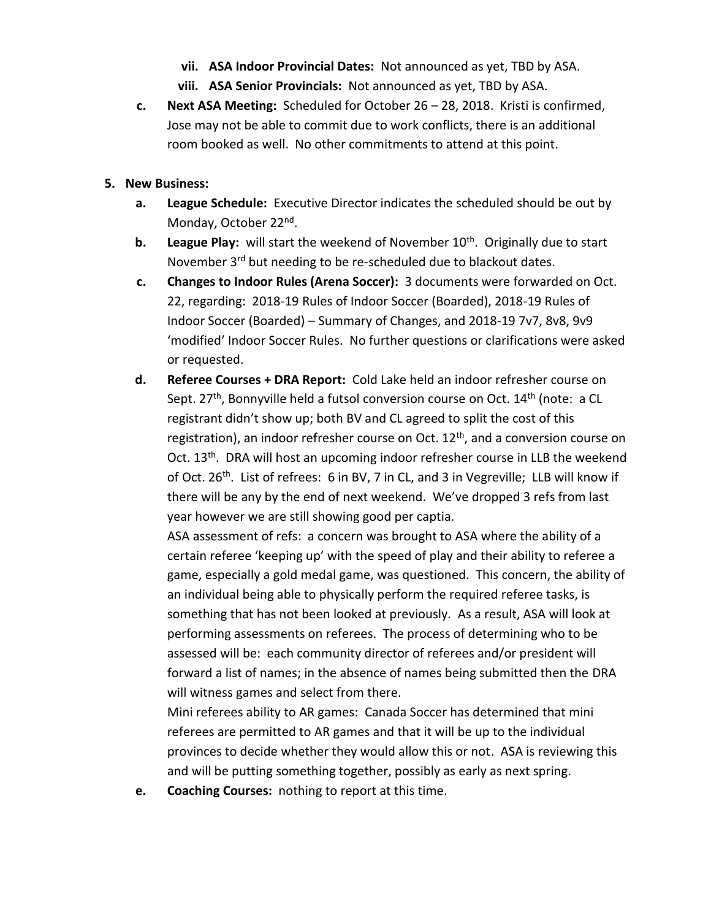- vii. **ASA Indoor Provincial Dates:** Not announced as yet, TBD by ASA.
   - viii. **ASA Senior Provincials:** Not announced as yet, TBD by ASA.

   c. **Next ASA Meeting:** Scheduled for October 26 – 28, 2018. Kristi is confirmed, Jose may not be able to commit due to work conflicts, there is an additional room booked as well. No other commitments to attend at this point.

5. **New Business:**

   a. **League Schedule:** Executive Director indicates the scheduled should be out by Monday, October 22nd.

   b. **League Play:** will start the weekend of November 10th. Originally due to start November 3rd but needing to be re-scheduled due to blackout dates.

   c. **Changes to Indoor Rules (Arena Soccer):** 3 documents were forwarded on Oct. 22, regarding: 2018-19 Rules of Indoor Soccer (Boarded), 2018-19 Rules of Indoor Soccer (Boarded) – Summary of Changes, and 2018-19 7v7, 8v8, 9v9 'modified' Indoor Soccer Rules. No further questions or clarifications were asked or requested.

   d. **Referee Courses + DRA Report:** Cold Lake held an indoor refresher course on Sept. 27th, Bonnyville held a futsol conversion course on Oct. 14th (note: a CL registrant didn't show up; both BV and CL agreed to split the cost of this registration), an indoor refresher course on Oct. 12th, and a conversion course on Oct. 13th. DRA will host an upcoming indoor refresher course in LLB the weekend of Oct. 26th. List of refrees: 6 in BV, 7 in CL, and 3 in Vegreville; LLB will know if there will be any by the end of next weekend. We've dropped 3 refs from last year however we are still showing good per captia.

      ASA assessment of refs: a concern was brought to ASA where the ability of a certain referee 'keeping up' with the speed of play and their ability to referee a game, especially a gold medal game, was questioned. This concern, the ability of an individual being able to physically perform the required referee tasks, is something that has not been looked at previously. As a result, ASA will look at performing assessments on referees. The process of determining who to be assessed will be: each community director of referees and/or president will forward a list of names; in the absence of names being submitted then the DRA will witness games and select from there.

      Mini referees ability to AR games: Canada Soccer has determined that mini referees are permitted to AR games and that it will be up to the individual provinces to decide whether they would allow this or not. ASA is reviewing this and will be putting something together, possibly as early as next spring.

   e. **Coaching Courses:** nothing to report at this time.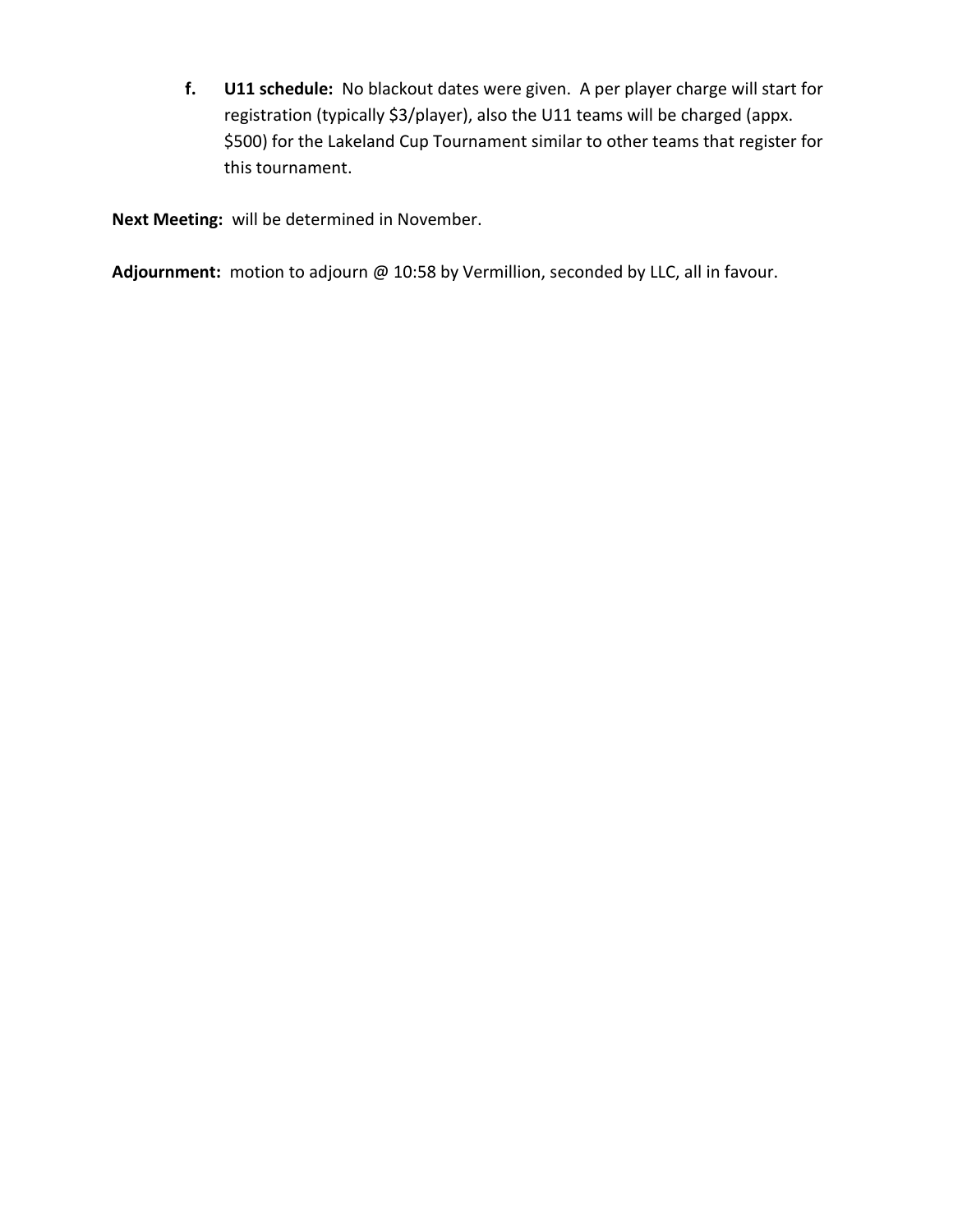f. **U11 schedule:** No blackout dates were given. A per player charge will start for registration (typically $3/player), also the U11 teams will be charged (appx. $500) for the Lakeland Cup Tournament similar to other teams that register for this tournament.

**Next Meeting:** will be determined in November.

**Adjournment:** motion to adjourn @ 10:58 by Vermillion, seconded by LLC, all in favour.